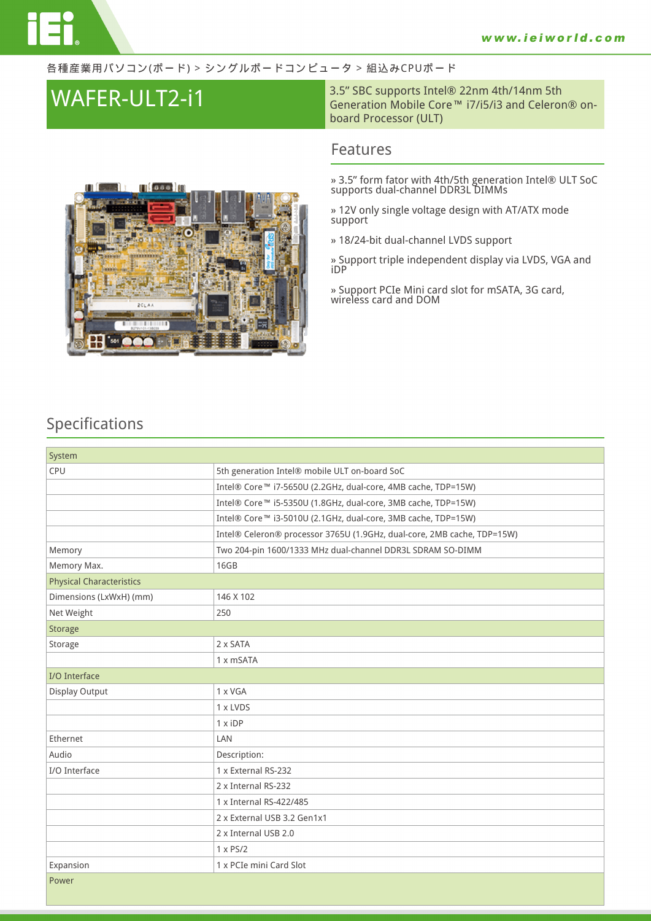各種産業用パソコン(ボード) > シングルボードコンピュータ > 組込みCPUボード

# WAFER-ULT2-i1

3.5" SBC supports Intel® 22nm 4th/14nm 5th Generation Mobile Core™ i7/i5/i3 and Celeron® on-board Processor (ULT)

## Features

- » 3.5" form fator with 4th/5th generation Intel® ULT SoC supports dual-channel DDR3L DIMMs
- » 12V only single voltage design with AT/ATX mode support
- » 18/24-bit dual-channel LVDS support
- » Support triple independent display via LVDS, VGA and iDP
- » Support PCIe Mini card slot for mSATA, 3G card, wireless card and DOM

## Specifications

| System | |
|---|---|
| CPU | 5th generation Intel® mobile ULT on-board SoC |
| | Intel® Core™ i7-5650U (2.2GHz, dual-core, 4MB cache, TDP=15W) |
| | Intel® Core™ i5-5350U (1.8GHz, dual-core, 3MB cache, TDP=15W) |
| | Intel® Core™ i3-5010U (2.1GHz, dual-core, 3MB cache, TDP=15W) |
| | Intel® Celeron® processor 3765U (1.9GHz, dual-core, 2MB cache, TDP=15W) |
| Memory | Two 204-pin 1600/1333 MHz dual-channel DDR3L SDRAM SO-DIMM |
| Memory Max. | 16GB |
| **Physical Characteristics** | |
| Dimensions (LxWxH) (mm) | 146 X 102 |
| Net Weight | 250 |
| **Storage** | |
| Storage | 2 x SATA |
| | 1 x mSATA |
| **I/O Interface** | |
| Display Output | 1 x VGA |
| | 1 x LVDS |
| | 1 x iDP |
| Ethernet | LAN |
| Audio | Description: |
| I/O Interface | 1 x External RS-232 |
| | 2 x Internal RS-232 |
| | 1 x Internal RS-422/485 |
| | 2 x External USB 3.2 Gen1x1 |
| | 2 x Internal USB 2.0 |
| | 1 x PS/2 |
| Expansion | 1 x PCIe mini Card Slot |
| **Power** | |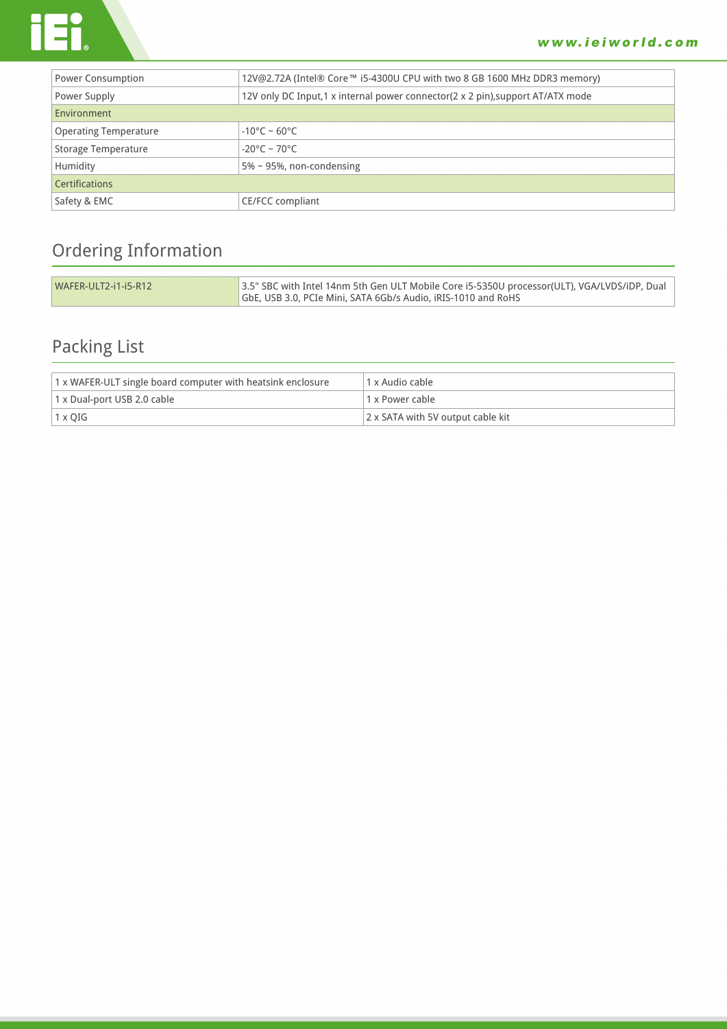| | |
|---|---|
| Power Consumption | 12V@2.72A (Intel® Core™ i5-4300U CPU with two 8 GB 1600 MHz DDR3 memory) |
| Power Supply | 12V only DC Input,1 x internal power connector(2 x 2 pin),support AT/ATX mode |
| Environment | |
| Operating Temperature | -10°C ~ 60°C |
| Storage Temperature | -20°C ~ 70°C |
| Humidity | 5% ~ 95%, non-condensing |
| Certifications | |
| Safety & EMC | CE/FCC compliant |

## Ordering Information

| | |
|---|---|
| WAFER-ULT2-i1-i5-R12 | 3.5" SBC with Intel 14nm 5th Gen ULT Mobile Core i5-5350U processor(ULT), VGA/LVDS/iDP, Dual GbE, USB 3.0, PCIe Mini, SATA 6Gb/s Audio, iRIS-1010 and RoHS |

## Packing List

| | |
|---|---|
| 1 x WAFER-ULT single board computer with heatsink enclosure | 1 x Audio cable |
| 1 x Dual-port USB 2.0 cable | 1 x Power cable |
| 1 x QIG | 2 x SATA with 5V output cable kit |